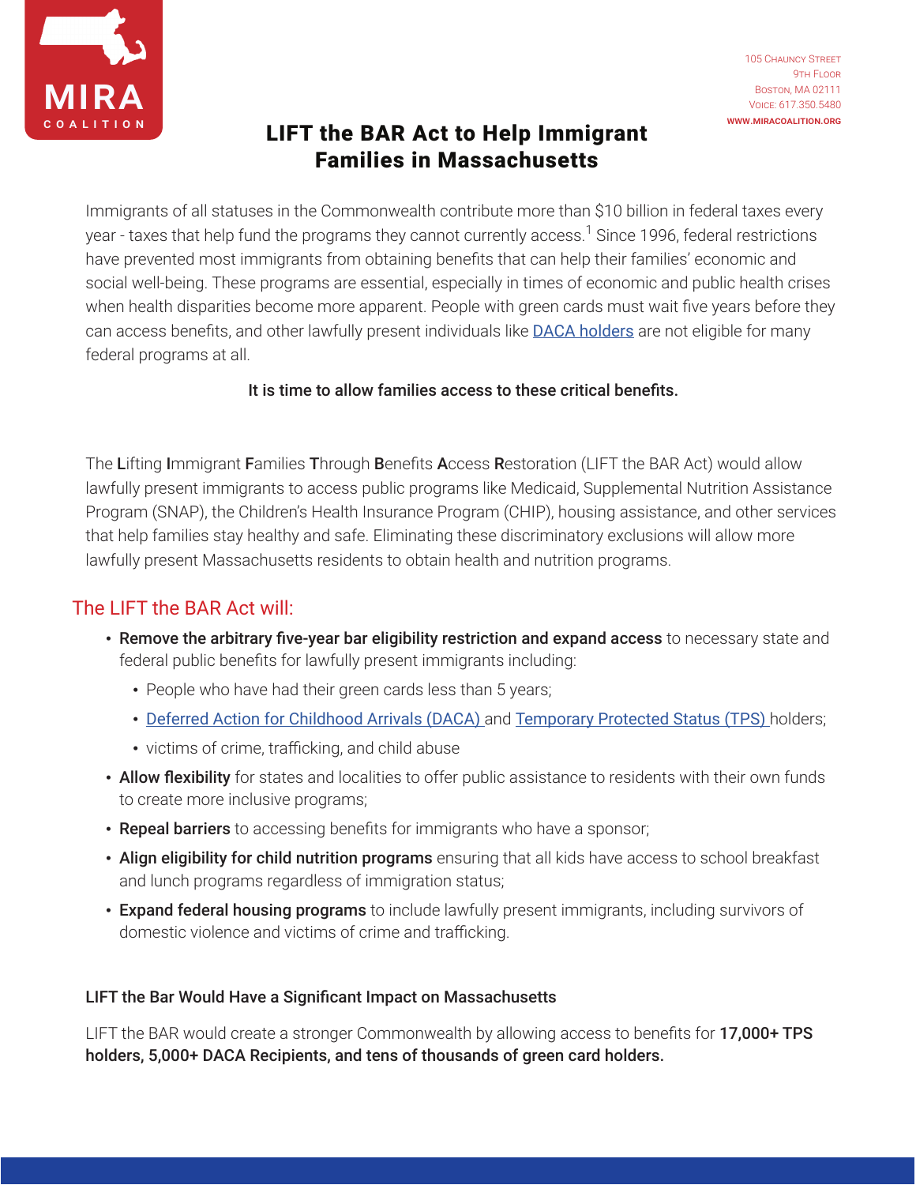MIRA COALITION

105 Chauncy Street
9th Floor
Boston, MA 02111
Voice: 617.350.5480
www.miracoalition.org

# LIFT the BAR Act to Help Immigrant Families in Massachusetts

Immigrants of all statuses in the Commonwealth contribute more than $10 billion in federal taxes every year - taxes that help fund the programs they cannot currently access.[1] Since 1996, federal restrictions have prevented most immigrants from obtaining benefits that can help their families' economic and social well-being. These programs are essential, especially in times of economic and public health crises when health disparities become more apparent. People with green cards must wait five years before they can access benefits, and other lawfully present individuals like DACA holders are not eligible for many federal programs at all.

**It is time to allow families access to these critical benefits.**

The **L**ifting **I**mmigrant **F**amilies **T**hrough **B**enefits **A**ccess **R**estoration (LIFT the BAR Act) would allow lawfully present immigrants to access public programs like Medicaid, Supplemental Nutrition Assistance Program (SNAP), the Children's Health Insurance Program (CHIP), housing assistance, and other services that help families stay healthy and safe. Eliminating these discriminatory exclusions will allow more lawfully present Massachusetts residents to obtain health and nutrition programs.

## The LIFT the BAR Act will:

- **Remove the arbitrary five-year bar eligibility restriction and expand access** to necessary state and federal public benefits for lawfully present immigrants including:
  - People who have had their green cards less than 5 years;
  - Deferred Action for Childhood Arrivals (DACA) and Temporary Protected Status (TPS) holders;
  - victims of crime, trafficking, and child abuse
- **Allow flexibility** for states and localities to offer public assistance to residents with their own funds to create more inclusive programs;
- **Repeal barriers** to accessing benefits for immigrants who have a sponsor;
- **Align eligibility for child nutrition programs** ensuring that all kids have access to school breakfast and lunch programs regardless of immigration status;
- **Expand federal housing programs** to include lawfully present immigrants, including survivors of domestic violence and victims of crime and trafficking.

### LIFT the Bar Would Have a Significant Impact on Massachusetts

LIFT the BAR would create a stronger Commonwealth by allowing access to benefits for **17,000+ TPS holders, 5,000+ DACA Recipients, and tens of thousands of green card holders.**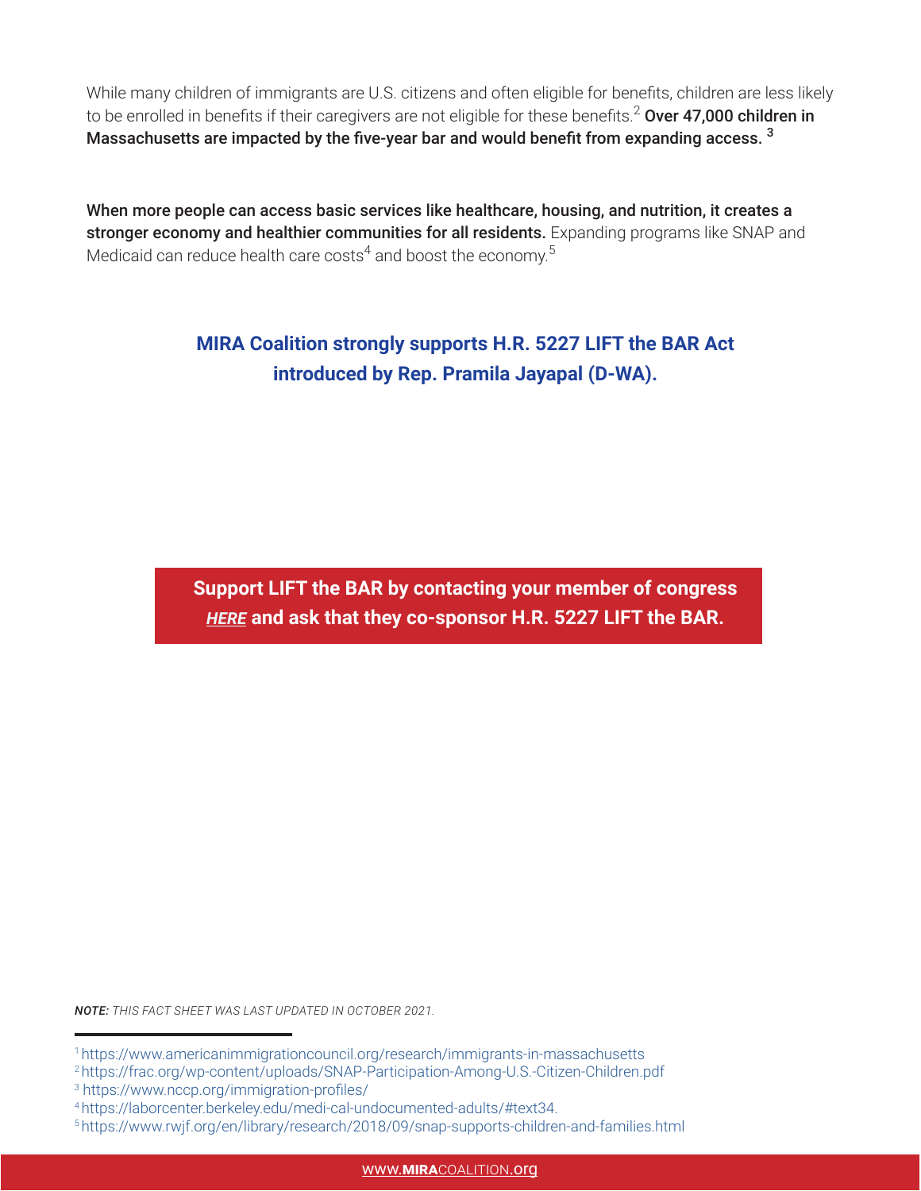While many children of immigrants are U.S. citizens and often eligible for benefits, children are less likely to be enrolled in benefits if their caregivers are not eligible for these benefits.[2] **Over 47,000 children in Massachusetts are impacted by the five-year bar and would benefit from expanding access.** [3]

**When more people can access basic services like healthcare, housing, and nutrition, it creates a stronger economy and healthier communities for all residents.** Expanding programs like SNAP and Medicaid can reduce health care costs[4] and boost the economy.[5]

**MIRA Coalition strongly supports H.R. 5227 LIFT the BAR Act introduced by Rep. Pramila Jayapal (D-WA).**

**Support LIFT the BAR by contacting your member of congress *HERE* and ask that they co-sponsor H.R. 5227 LIFT the BAR.**

***NOTE:*** *THIS FACT SHEET WAS LAST UPDATED IN OCTOBER 2021.*

---

[1] https://www.americanimmigrationcouncil.org/research/immigrants-in-massachusetts
[2] https://frac.org/wp-content/uploads/SNAP-Participation-Among-U.S.-Citizen-Children.pdf
[3] https://www.nccp.org/immigration-profiles/
[4] https://laborcenter.berkeley.edu/medi-cal-undocumented-adults/#text34.
[5] https://www.rwjf.org/en/library/research/2018/09/snap-supports-children-and-families.html

www.MIRACOALITION.org